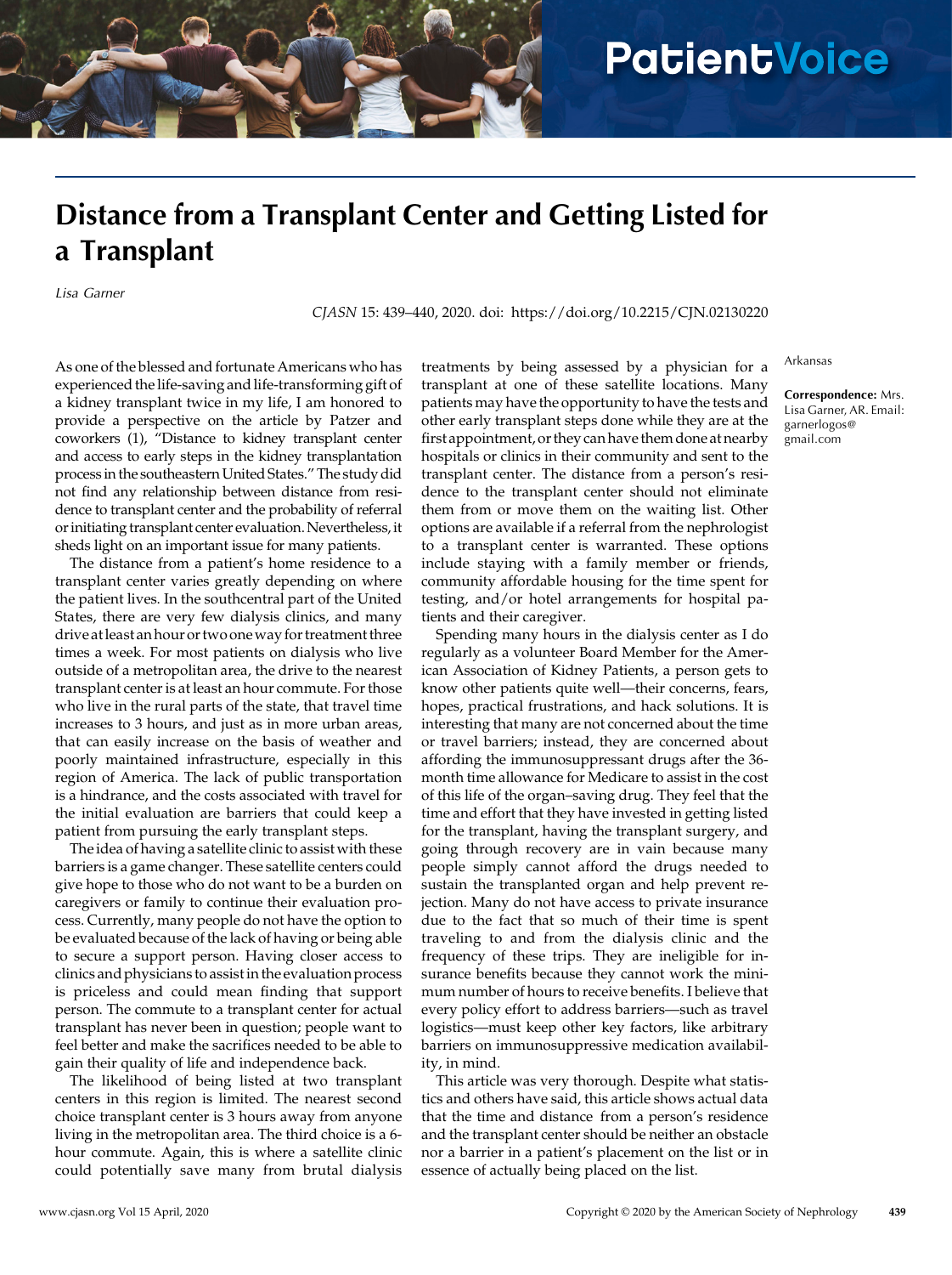PatientVoice

# Distance from a Transplant Center and Getting Listed for a Transplant

*Lisa Garner*

CJASN 15: 439–440, 2020. doi: https://doi.org/10.2215/CJN.02130220

Arkansas

**Correspondence:** Mrs. Lisa Garner, AR. Email: garnerlogos@gmail.com

As one of the blessed and fortunate Americans who has experienced the life-saving and life-transforming gift of a kidney transplant twice in my life, I am honored to provide a perspective on the article by Patzer and coworkers (1), "Distance to kidney transplant center and access to early steps in the kidney transplantation process in the southeastern United States." The study did not find any relationship between distance from residence to transplant center and the probability of referral or initiating transplant center evaluation. Nevertheless, it sheds light on an important issue for many patients.

The distance from a patient's home residence to a transplant center varies greatly depending on where the patient lives. In the southcentral part of the United States, there are very few dialysis clinics, and many drive at least an hour or two one way for treatment three times a week. For most patients on dialysis who live outside of a metropolitan area, the drive to the nearest transplant center is at least an hour commute. For those who live in the rural parts of the state, that travel time increases to 3 hours, and just as in more urban areas, that can easily increase on the basis of weather and poorly maintained infrastructure, especially in this region of America. The lack of public transportation is a hindrance, and the costs associated with travel for the initial evaluation are barriers that could keep a patient from pursuing the early transplant steps.

The idea of having a satellite clinic to assist with these barriers is a game changer. These satellite centers could give hope to those who do not want to be a burden on caregivers or family to continue their evaluation process. Currently, many people do not have the option to be evaluated because of the lack of having or being able to secure a support person. Having closer access to clinics and physicians to assist in the evaluation process is priceless and could mean finding that support person. The commute to a transplant center for actual transplant has never been in question; people want to feel better and make the sacrifices needed to be able to gain their quality of life and independence back.

The likelihood of being listed at two transplant centers in this region is limited. The nearest second choice transplant center is 3 hours away from anyone living in the metropolitan area. The third choice is a 6-hour commute. Again, this is where a satellite clinic could potentially save many from brutal dialysis treatments by being assessed by a physician for a transplant at one of these satellite locations. Many patients may have the opportunity to have the tests and other early transplant steps done while they are at the first appointment, or they can have them done at nearby hospitals or clinics in their community and sent to the transplant center. The distance from a person's residence to the transplant center should not eliminate them from or move them on the waiting list. Other options are available if a referral from the nephrologist to a transplant center is warranted. These options include staying with a family member or friends, community affordable housing for the time spent for testing, and/or hotel arrangements for hospital patients and their caregiver.

Spending many hours in the dialysis center as I do regularly as a volunteer Board Member for the American Association of Kidney Patients, a person gets to know other patients quite well—their concerns, fears, hopes, practical frustrations, and hack solutions. It is interesting that many are not concerned about the time or travel barriers; instead, they are concerned about affording the immunosuppressant drugs after the 36-month time allowance for Medicare to assist in the cost of this life of the organ–saving drug. They feel that the time and effort that they have invested in getting listed for the transplant, having the transplant surgery, and going through recovery are in vain because many people simply cannot afford the drugs needed to sustain the transplanted organ and help prevent rejection. Many do not have access to private insurance due to the fact that so much of their time is spent traveling to and from the dialysis clinic and the frequency of these trips. They are ineligible for insurance benefits because they cannot work the minimum number of hours to receive benefits. I believe that every policy effort to address barriers—such as travel logistics—must keep other key factors, like arbitrary barriers on immunosuppressive medication availability, in mind.

This article was very thorough. Despite what statistics and others have said, this article shows actual data that the time and distance from a person's residence and the transplant center should be neither an obstacle nor a barrier in a patient's placement on the list or in essence of actually being placed on the list.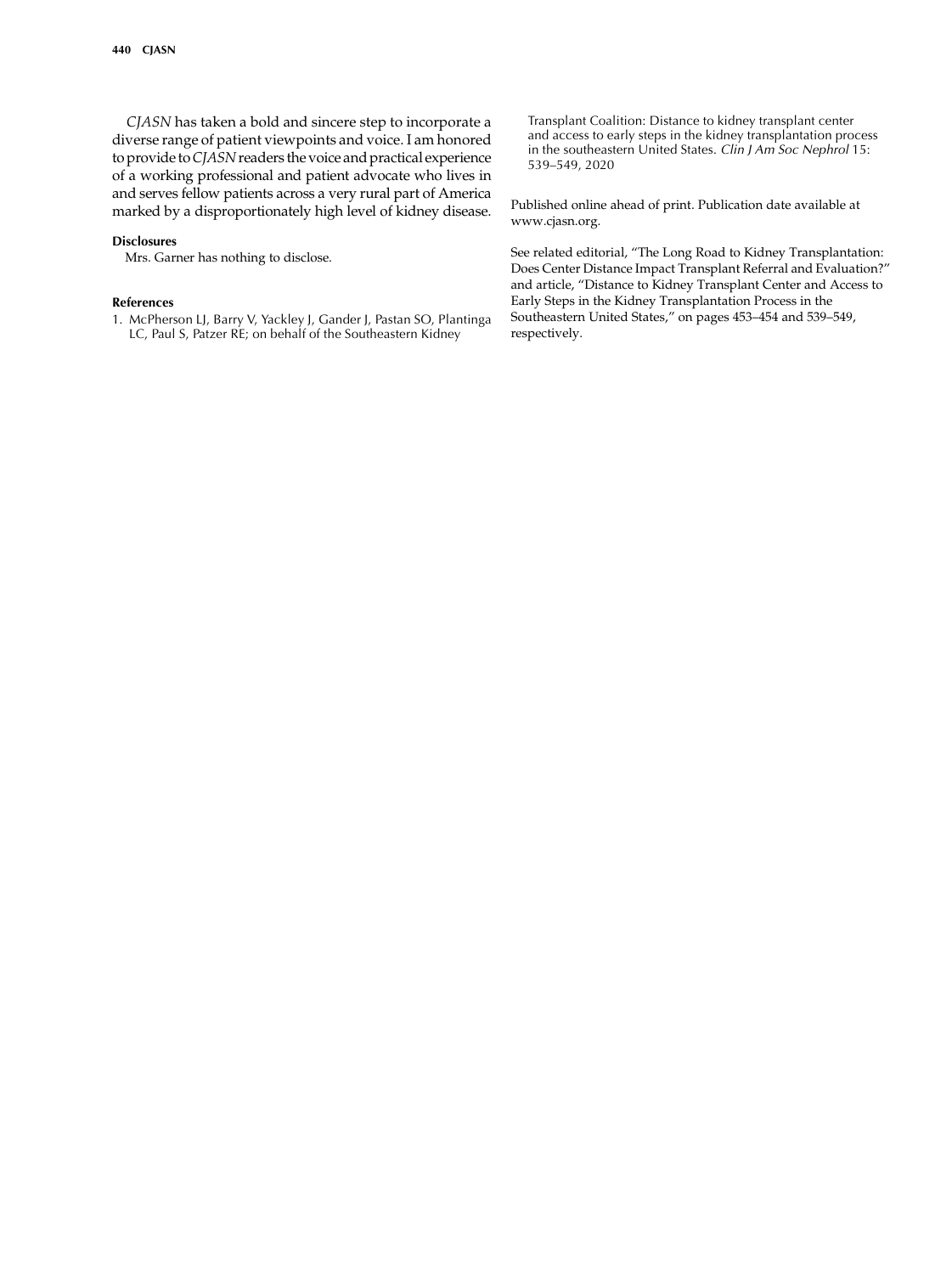*CJASN* has taken a bold and sincere step to incorporate a diverse range of patient viewpoints and voice. I am honored to provide to *CJASN* readers the voice and practical experience of a working professional and patient advocate who lives in and serves fellow patients across a very rural part of America marked by a disproportionately high level of kidney disease.

### Disclosures

Mrs. Garner has nothing to disclose.

### References

1. McPherson LJ, Barry V, Yackley J, Gander J, Pastan SO, Plantinga LC, Paul S, Patzer RE; on behalf of the Southeastern Kidney Transplant Coalition: Distance to kidney transplant center and access to early steps in the kidney transplantation process in the southeastern United States. *Clin J Am Soc Nephrol* 15: 539–549, 2020

Published online ahead of print. Publication date available at www.cjasn.org.

See related editorial, "The Long Road to Kidney Transplantation: Does Center Distance Impact Transplant Referral and Evaluation?" and article, "Distance to Kidney Transplant Center and Access to Early Steps in the Kidney Transplantation Process in the Southeastern United States," on pages 453–454 and 539–549, respectively.